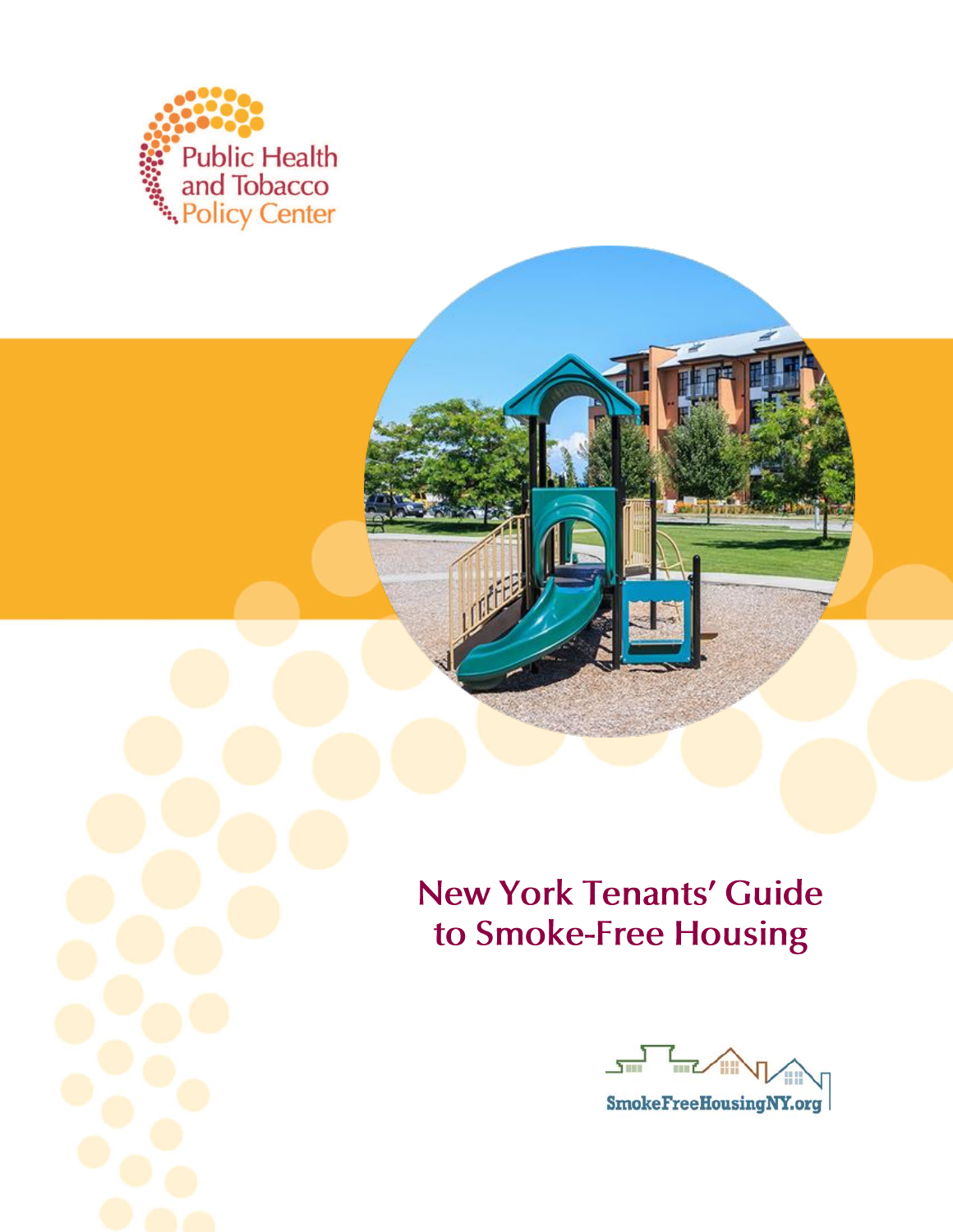Public Health and Tobacco Policy Center

# New York Tenants' Guide to Smoke-Free Housing

SmokeFreeHousingNY.org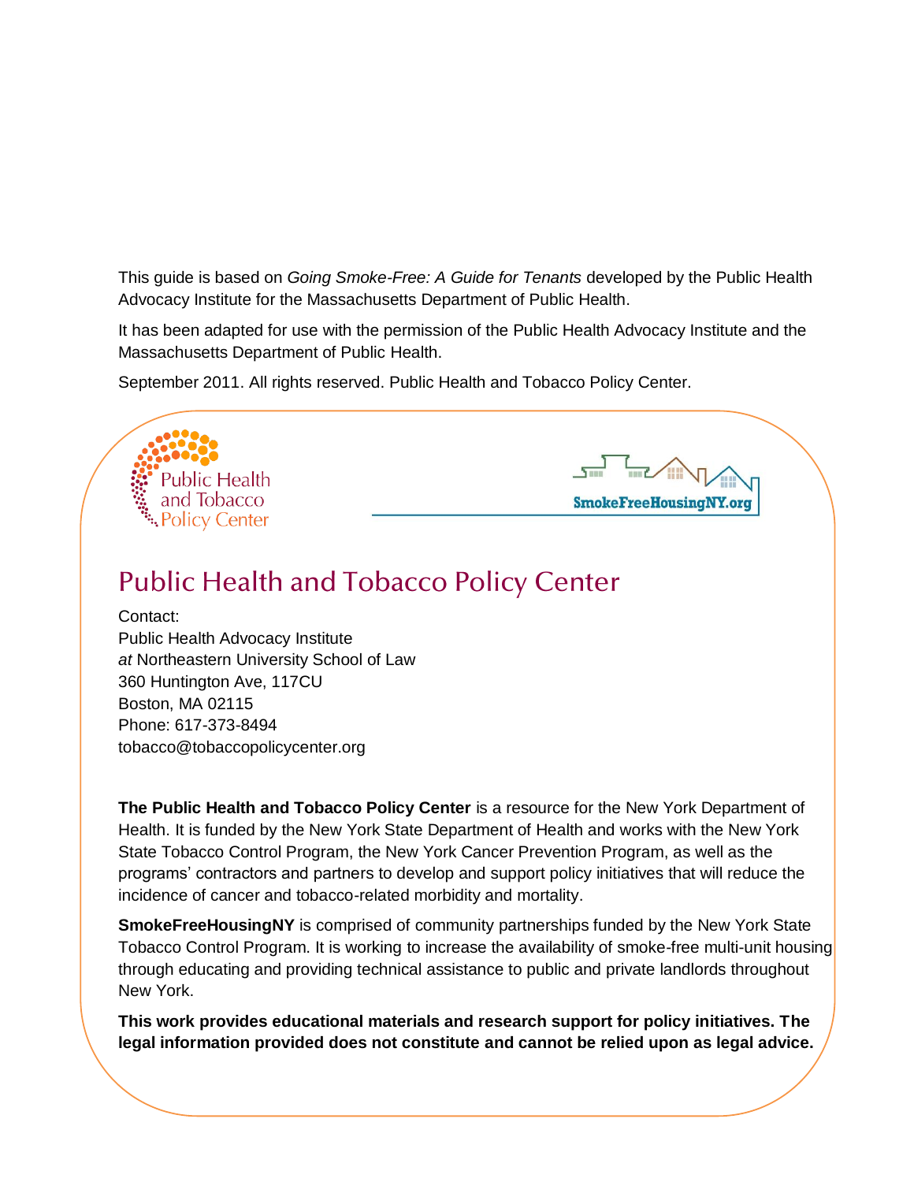This guide is based on *Going Smoke-Free: A Guide for Tenants* developed by the Public Health Advocacy Institute for the Massachusetts Department of Public Health.

It has been adapted for use with the permission of the Public Health Advocacy Institute and the Massachusetts Department of Public Health.

September 2011. All rights reserved. Public Health and Tobacco Policy Center.

## Public Health and Tobacco Policy Center

Contact:
Public Health Advocacy Institute
*at* Northeastern University School of Law
360 Huntington Ave, 117CU
Boston, MA 02115
Phone: 617-373-8494
tobacco@tobaccopolicycenter.org

**The Public Health and Tobacco Policy Center** is a resource for the New York Department of Health. It is funded by the New York State Department of Health and works with the New York State Tobacco Control Program, the New York Cancer Prevention Program, as well as the programs' contractors and partners to develop and support policy initiatives that will reduce the incidence of cancer and tobacco-related morbidity and mortality.

**SmokeFreeHousingNY** is comprised of community partnerships funded by the New York State Tobacco Control Program. It is working to increase the availability of smoke-free multi-unit housing through educating and providing technical assistance to public and private landlords throughout New York.

**This work provides educational materials and research support for policy initiatives. The legal information provided does not constitute and cannot be relied upon as legal advice.**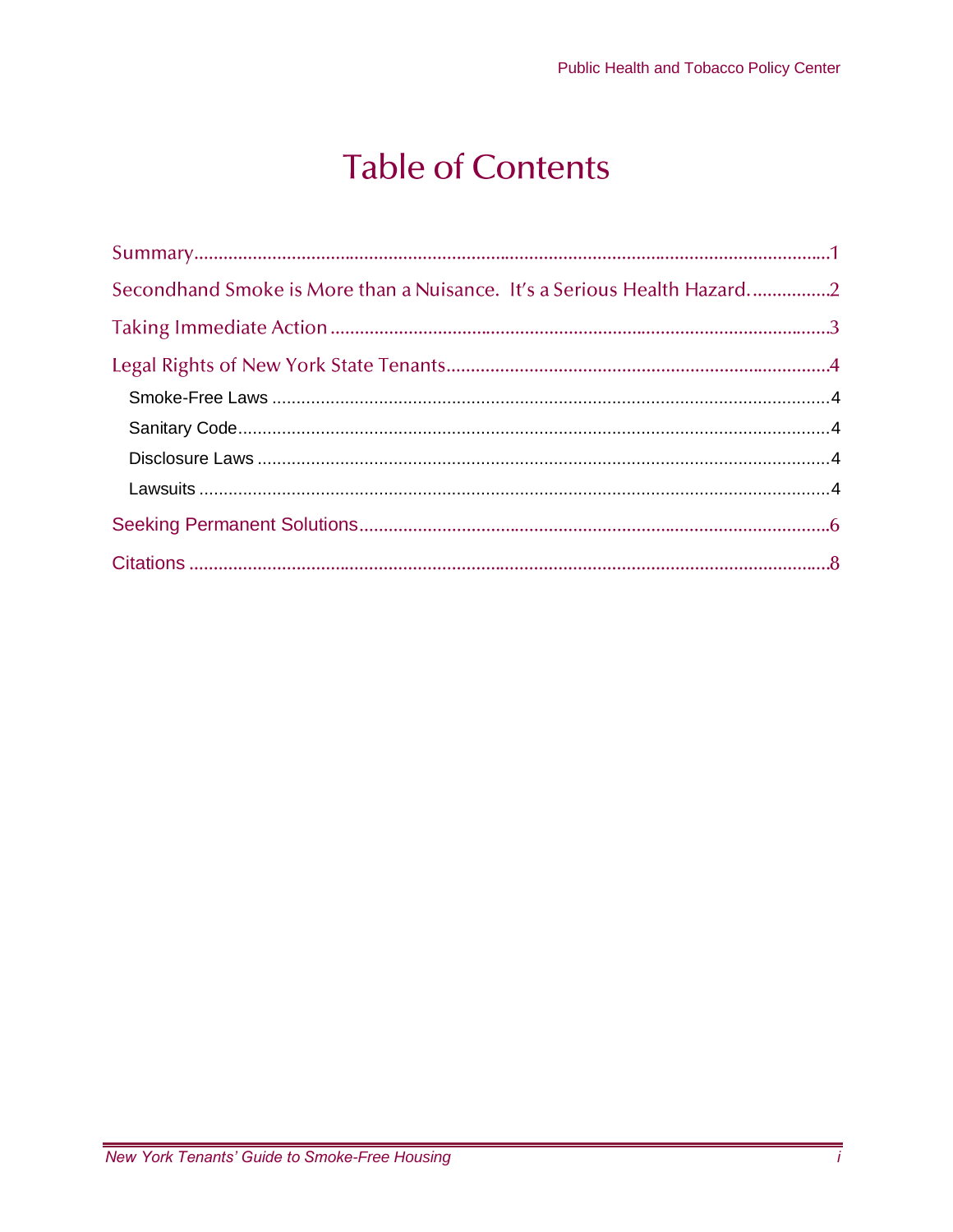# Table of Contents

Summary ........................................................................................................................1

Secondhand Smoke is More than a Nuisance. It's a Serious Health Hazard. ................2

Taking Immediate Action ...........................................................................................3

Legal Rights of New York State Tenants ....................................................................4

- Smoke-Free Laws ......................................................................................................4
- Sanitary Code ...........................................................................................................4
- Disclosure Laws ........................................................................................................4
- Lawsuits ....................................................................................................................4

Seeking Permanent Solutions .......................................................................................6

Citations ........................................................................................................................8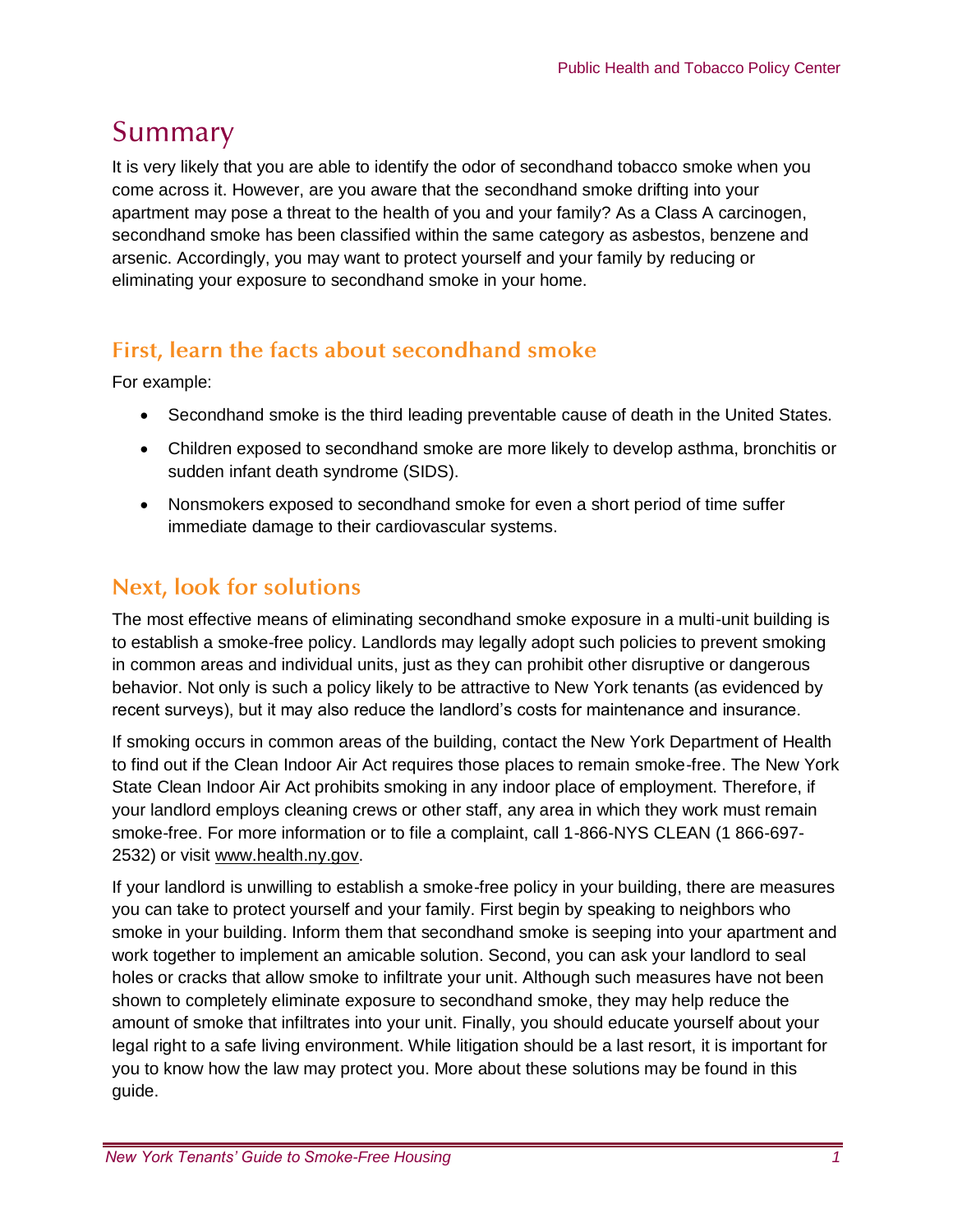# Summary

It is very likely that you are able to identify the odor of secondhand tobacco smoke when you come across it. However, are you aware that the secondhand smoke drifting into your apartment may pose a threat to the health of you and your family? As a Class A carcinogen, secondhand smoke has been classified within the same category as asbestos, benzene and arsenic. Accordingly, you may want to protect yourself and your family by reducing or eliminating your exposure to secondhand smoke in your home.

## First, learn the facts about secondhand smoke

For example:

- Secondhand smoke is the third leading preventable cause of death in the United States.
- Children exposed to secondhand smoke are more likely to develop asthma, bronchitis or sudden infant death syndrome (SIDS).
- Nonsmokers exposed to secondhand smoke for even a short period of time suffer immediate damage to their cardiovascular systems.

## Next, look for solutions

The most effective means of eliminating secondhand smoke exposure in a multi-unit building is to establish a smoke-free policy. Landlords may legally adopt such policies to prevent smoking in common areas and individual units, just as they can prohibit other disruptive or dangerous behavior. Not only is such a policy likely to be attractive to New York tenants (as evidenced by recent surveys), but it may also reduce the landlord's costs for maintenance and insurance.

If smoking occurs in common areas of the building, contact the New York Department of Health to find out if the Clean Indoor Air Act requires those places to remain smoke-free. The New York State Clean Indoor Air Act prohibits smoking in any indoor place of employment. Therefore, if your landlord employs cleaning crews or other staff, any area in which they work must remain smoke-free. For more information or to file a complaint, call 1-866-NYS CLEAN (1 866-697-2532) or visit www.health.ny.gov.

If your landlord is unwilling to establish a smoke-free policy in your building, there are measures you can take to protect yourself and your family. First begin by speaking to neighbors who smoke in your building. Inform them that secondhand smoke is seeping into your apartment and work together to implement an amicable solution. Second, you can ask your landlord to seal holes or cracks that allow smoke to infiltrate your unit. Although such measures have not been shown to completely eliminate exposure to secondhand smoke, they may help reduce the amount of smoke that infiltrates into your unit. Finally, you should educate yourself about your legal right to a safe living environment. While litigation should be a last resort, it is important for you to know how the law may protect you. More about these solutions may be found in this guide.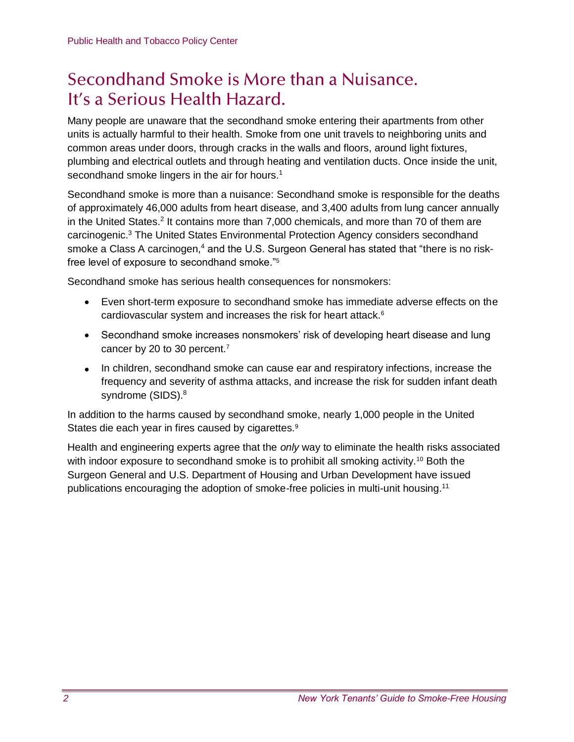# Secondhand Smoke is More than a Nuisance. It's a Serious Health Hazard.

Many people are unaware that the secondhand smoke entering their apartments from other units is actually harmful to their health. Smoke from one unit travels to neighboring units and common areas under doors, through cracks in the walls and floors, around light fixtures, plumbing and electrical outlets and through heating and ventilation ducts. Once inside the unit, secondhand smoke lingers in the air for hours.[1]

Secondhand smoke is more than a nuisance: Secondhand smoke is responsible for the deaths of approximately 46,000 adults from heart disease, and 3,400 adults from lung cancer annually in the United States.[2] It contains more than 7,000 chemicals, and more than 70 of them are carcinogenic.[3] The United States Environmental Protection Agency considers secondhand smoke a Class A carcinogen,[4] and the U.S. Surgeon General has stated that "there is no risk-free level of exposure to secondhand smoke."[5]

Secondhand smoke has serious health consequences for nonsmokers:

- Even short-term exposure to secondhand smoke has immediate adverse effects on the cardiovascular system and increases the risk for heart attack.[6]
- Secondhand smoke increases nonsmokers' risk of developing heart disease and lung cancer by 20 to 30 percent.[7]
- In children, secondhand smoke can cause ear and respiratory infections, increase the frequency and severity of asthma attacks, and increase the risk for sudden infant death syndrome (SIDS).[8]

In addition to the harms caused by secondhand smoke, nearly 1,000 people in the United States die each year in fires caused by cigarettes.[9]

Health and engineering experts agree that the *only* way to eliminate the health risks associated with indoor exposure to secondhand smoke is to prohibit all smoking activity.[10] Both the Surgeon General and U.S. Department of Housing and Urban Development have issued publications encouraging the adoption of smoke-free policies in multi-unit housing.[11]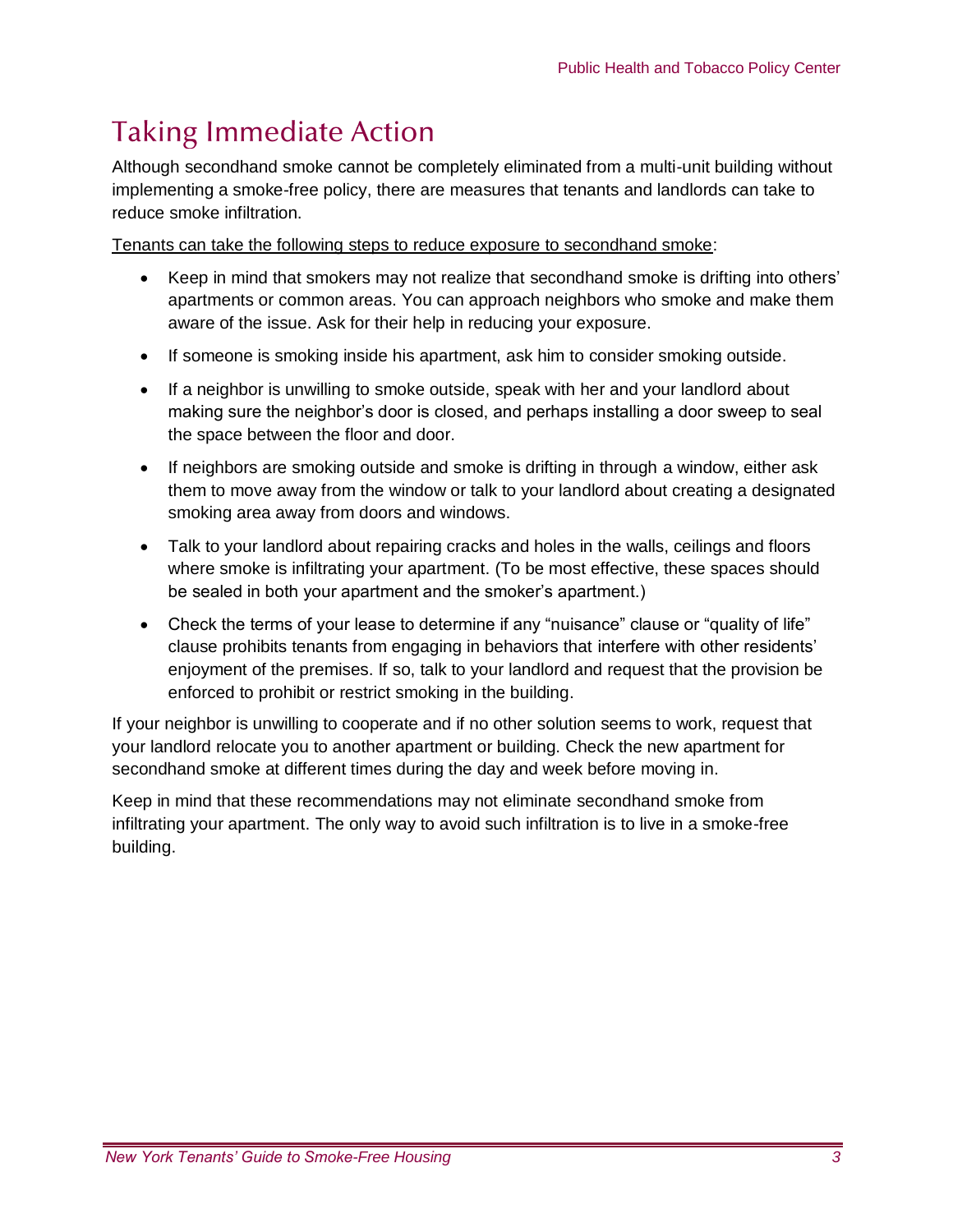# Taking Immediate Action

Although secondhand smoke cannot be completely eliminated from a multi-unit building without implementing a smoke-free policy, there are measures that tenants and landlords can take to reduce smoke infiltration.

<u>Tenants can take the following steps to reduce exposure to secondhand smoke</u>:

- Keep in mind that smokers may not realize that secondhand smoke is drifting into others' apartments or common areas. You can approach neighbors who smoke and make them aware of the issue. Ask for their help in reducing your exposure.
- If someone is smoking inside his apartment, ask him to consider smoking outside.
- If a neighbor is unwilling to smoke outside, speak with her and your landlord about making sure the neighbor's door is closed, and perhaps installing a door sweep to seal the space between the floor and door.
- If neighbors are smoking outside and smoke is drifting in through a window, either ask them to move away from the window or talk to your landlord about creating a designated smoking area away from doors and windows.
- Talk to your landlord about repairing cracks and holes in the walls, ceilings and floors where smoke is infiltrating your apartment. (To be most effective, these spaces should be sealed in both your apartment and the smoker's apartment.)
- Check the terms of your lease to determine if any "nuisance" clause or "quality of life" clause prohibits tenants from engaging in behaviors that interfere with other residents' enjoyment of the premises. If so, talk to your landlord and request that the provision be enforced to prohibit or restrict smoking in the building.

If your neighbor is unwilling to cooperate and if no other solution seems to work, request that your landlord relocate you to another apartment or building. Check the new apartment for secondhand smoke at different times during the day and week before moving in.

Keep in mind that these recommendations may not eliminate secondhand smoke from infiltrating your apartment. The only way to avoid such infiltration is to live in a smoke-free building.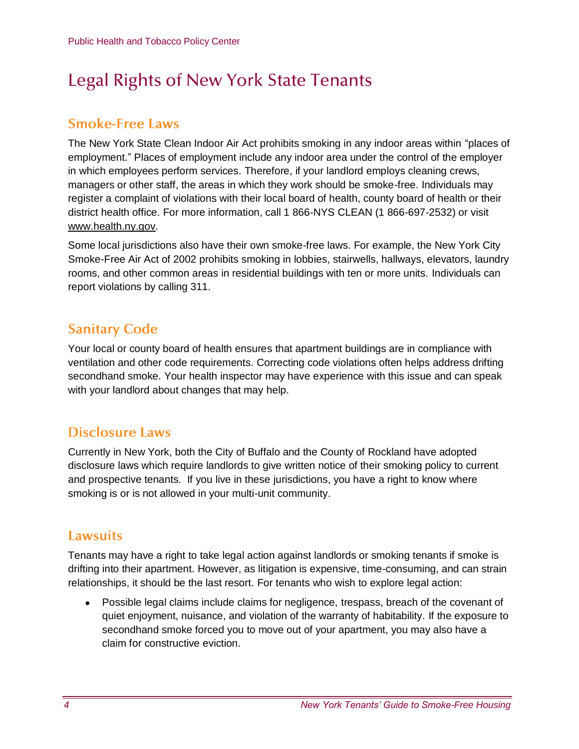# Legal Rights of New York State Tenants

## Smoke-Free Laws

The New York State Clean Indoor Air Act prohibits smoking in any indoor areas within "places of employment." Places of employment include any indoor area under the control of the employer in which employees perform services. Therefore, if your landlord employs cleaning crews, managers or other staff, the areas in which they work should be smoke-free. Individuals may register a complaint of violations with their local board of health, county board of health or their district health office. For more information, call 1 866-NYS CLEAN (1 866-697-2532) or visit www.health.ny.gov.

Some local jurisdictions also have their own smoke-free laws. For example, the New York City Smoke-Free Air Act of 2002 prohibits smoking in lobbies, stairwells, hallways, elevators, laundry rooms, and other common areas in residential buildings with ten or more units. Individuals can report violations by calling 311.

## Sanitary Code

Your local or county board of health ensures that apartment buildings are in compliance with ventilation and other code requirements. Correcting code violations often helps address drifting secondhand smoke. Your health inspector may have experience with this issue and can speak with your landlord about changes that may help.

## Disclosure Laws

Currently in New York, both the City of Buffalo and the County of Rockland have adopted disclosure laws which require landlords to give written notice of their smoking policy to current and prospective tenants. If you live in these jurisdictions, you have a right to know where smoking is or is not allowed in your multi-unit community.

## Lawsuits

Tenants may have a right to take legal action against landlords or smoking tenants if smoke is drifting into their apartment. However, as litigation is expensive, time-consuming, and can strain relationships, it should be the last resort. For tenants who wish to explore legal action:

- Possible legal claims include claims for negligence, trespass, breach of the covenant of quiet enjoyment, nuisance, and violation of the warranty of habitability. If the exposure to secondhand smoke forced you to move out of your apartment, you may also have a claim for constructive eviction.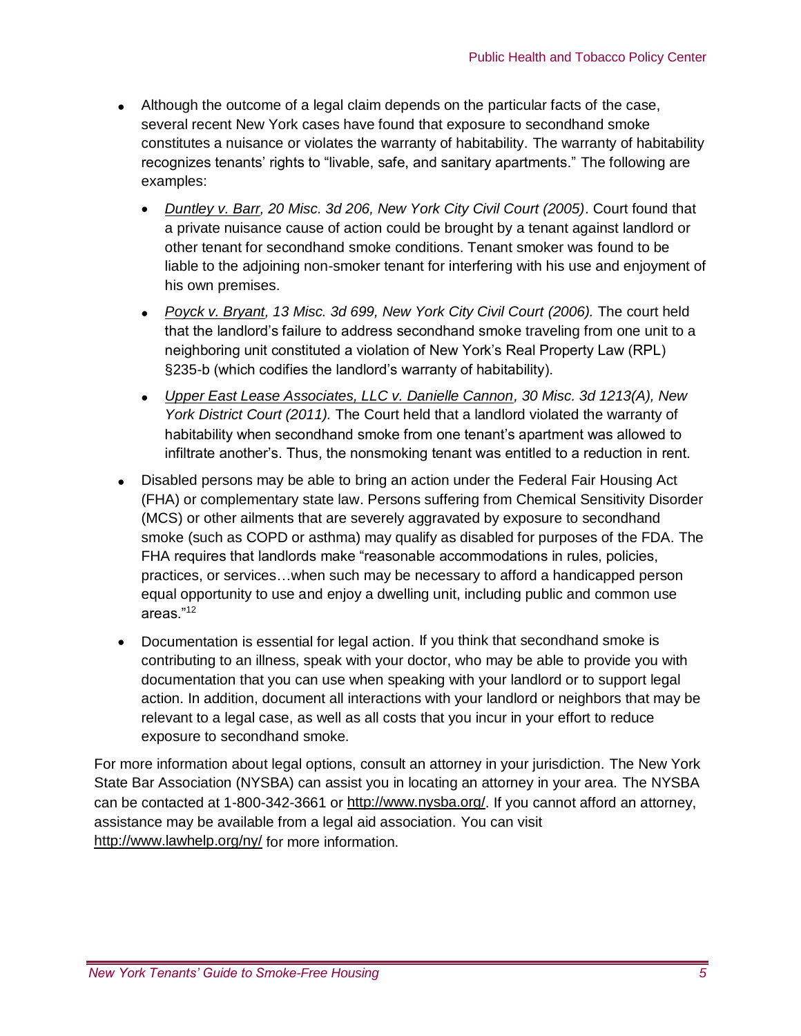- Although the outcome of a legal claim depends on the particular facts of the case, several recent New York cases have found that exposure to secondhand smoke constitutes a nuisance or violates the warranty of habitability. The warranty of habitability recognizes tenants' rights to "livable, safe, and sanitary apartments." The following are examples:
  - *Duntley v. Barr, 20 Misc. 3d 206, New York City Civil Court (2005)*. Court found that a private nuisance cause of action could be brought by a tenant against landlord or other tenant for secondhand smoke conditions. Tenant smoker was found to be liable to the adjoining non-smoker tenant for interfering with his use and enjoyment of his own premises.
  - *Poyck v. Bryant, 13 Misc. 3d 699, New York City Civil Court (2006).* The court held that the landlord's failure to address secondhand smoke traveling from one unit to a neighboring unit constituted a violation of New York's Real Property Law (RPL) §235-b (which codifies the landlord's warranty of habitability).
  - *Upper East Lease Associates, LLC v. Danielle Cannon, 30 Misc. 3d 1213(A), New York District Court (2011).* The Court held that a landlord violated the warranty of habitability when secondhand smoke from one tenant's apartment was allowed to infiltrate another's. Thus, the nonsmoking tenant was entitled to a reduction in rent.
- Disabled persons may be able to bring an action under the Federal Fair Housing Act (FHA) or complementary state law. Persons suffering from Chemical Sensitivity Disorder (MCS) or other ailments that are severely aggravated by exposure to secondhand smoke (such as COPD or asthma) may qualify as disabled for purposes of the FDA. The FHA requires that landlords make "reasonable accommodations in rules, policies, practices, or services…when such may be necessary to afford a handicapped person equal opportunity to use and enjoy a dwelling unit, including public and common use areas."[12]
- Documentation is essential for legal action. If you think that secondhand smoke is contributing to an illness, speak with your doctor, who may be able to provide you with documentation that you can use when speaking with your landlord or to support legal action. In addition, document all interactions with your landlord or neighbors that may be relevant to a legal case, as well as all costs that you incur in your effort to reduce exposure to secondhand smoke.

For more information about legal options, consult an attorney in your jurisdiction. The New York State Bar Association (NYSBA) can assist you in locating an attorney in your area. The NYSBA can be contacted at 1-800-342-3661 or http://www.nysba.org/. If you cannot afford an attorney, assistance may be available from a legal aid association. You can visit http://www.lawhelp.org/ny/ for more information.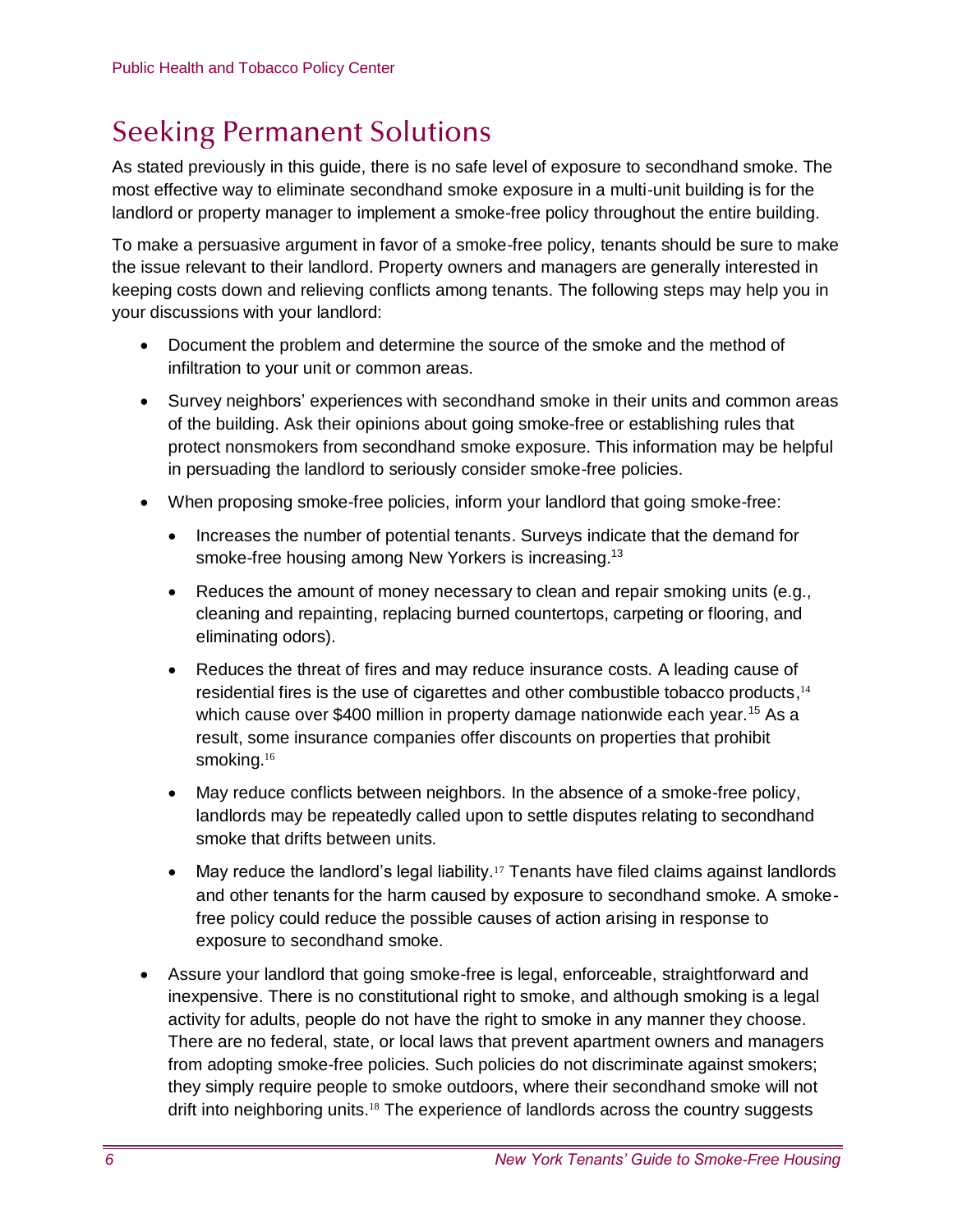## Seeking Permanent Solutions

As stated previously in this guide, there is no safe level of exposure to secondhand smoke. The most effective way to eliminate secondhand smoke exposure in a multi-unit building is for the landlord or property manager to implement a smoke-free policy throughout the entire building.

To make a persuasive argument in favor of a smoke-free policy, tenants should be sure to make the issue relevant to their landlord. Property owners and managers are generally interested in keeping costs down and relieving conflicts among tenants. The following steps may help you in your discussions with your landlord:

- Document the problem and determine the source of the smoke and the method of infiltration to your unit or common areas.
- Survey neighbors' experiences with secondhand smoke in their units and common areas of the building. Ask their opinions about going smoke-free or establishing rules that protect nonsmokers from secondhand smoke exposure. This information may be helpful in persuading the landlord to seriously consider smoke-free policies.
- When proposing smoke-free policies, inform your landlord that going smoke-free:
  - Increases the number of potential tenants. Surveys indicate that the demand for smoke-free housing among New Yorkers is increasing.[13]
  - Reduces the amount of money necessary to clean and repair smoking units (e.g., cleaning and repainting, replacing burned countertops, carpeting or flooring, and eliminating odors).
  - Reduces the threat of fires and may reduce insurance costs. A leading cause of residential fires is the use of cigarettes and other combustible tobacco products,[14] which cause over $400 million in property damage nationwide each year.[15] As a result, some insurance companies offer discounts on properties that prohibit smoking.[16]
  - May reduce conflicts between neighbors. In the absence of a smoke-free policy, landlords may be repeatedly called upon to settle disputes relating to secondhand smoke that drifts between units.
  - May reduce the landlord's legal liability.[17] Tenants have filed claims against landlords and other tenants for the harm caused by exposure to secondhand smoke. A smoke-free policy could reduce the possible causes of action arising in response to exposure to secondhand smoke.
- Assure your landlord that going smoke-free is legal, enforceable, straightforward and inexpensive. There is no constitutional right to smoke, and although smoking is a legal activity for adults, people do not have the right to smoke in any manner they choose. There are no federal, state, or local laws that prevent apartment owners and managers from adopting smoke-free policies. Such policies do not discriminate against smokers; they simply require people to smoke outdoors, where their secondhand smoke will not drift into neighboring units.[18] The experience of landlords across the country suggests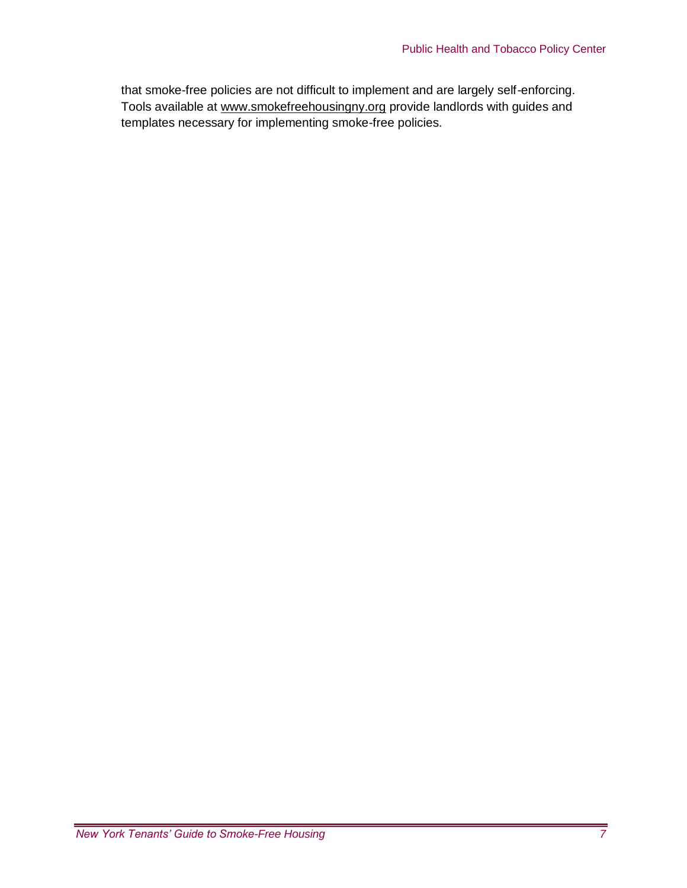that smoke-free policies are not difficult to implement and are largely self-enforcing. Tools available at www.smokefreehousingny.org provide landlords with guides and templates necessary for implementing smoke-free policies.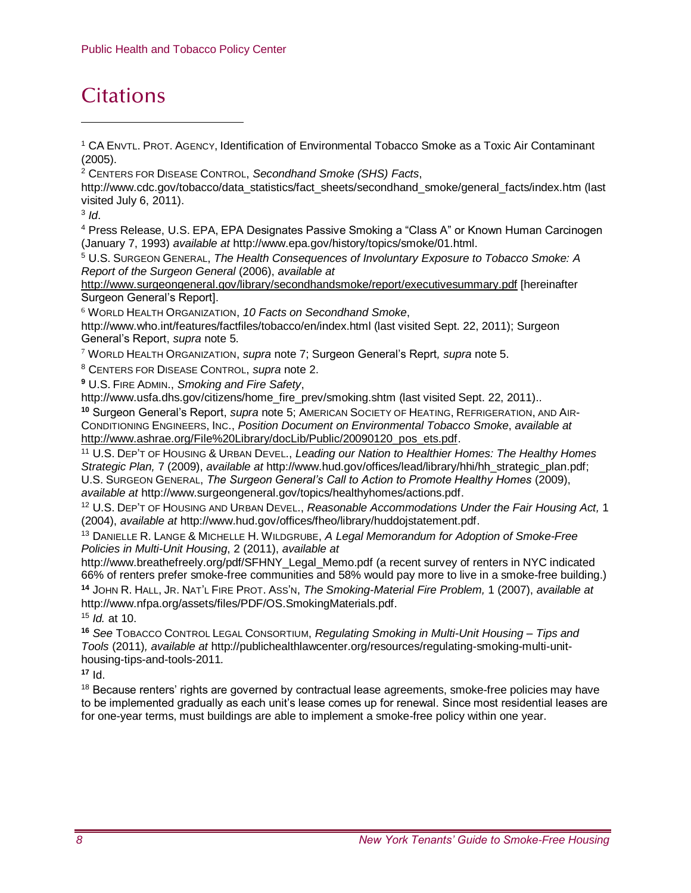# Citations

[1] CA ENVTL. PROT. AGENCY, Identification of Environmental Tobacco Smoke as a Toxic Air Contaminant (2005).

[2] CENTERS FOR DISEASE CONTROL, *Secondhand Smoke (SHS) Facts*, http://www.cdc.gov/tobacco/data_statistics/fact_sheets/secondhand_smoke/general_facts/index.htm (last visited July 6, 2011).

[3] *Id*.

[4] Press Release, U.S. EPA, EPA Designates Passive Smoking a "Class A" or Known Human Carcinogen (January 7, 1993) *available at* http://www.epa.gov/history/topics/smoke/01.html.

[5] U.S. SURGEON GENERAL, *The Health Consequences of Involuntary Exposure to Tobacco Smoke: A Report of the Surgeon General* (2006), *available at* http://www.surgeongeneral.gov/library/secondhandsmoke/report/executivesummary.pdf [hereinafter Surgeon General's Report].

[6] WORLD HEALTH ORGANIZATION, *10 Facts on Secondhand Smoke*, http://www.who.int/features/factfiles/tobacco/en/index.html (last visited Sept. 22, 2011); Surgeon General's Report, *supra* note 5.

[7] WORLD HEALTH ORGANIZATION, *supra* note 7; Surgeon General's Reprt*, supra* note 5.

[8] CENTERS FOR DISEASE CONTROL, *supra* note 2.

[9] U.S. FIRE ADMIN., *Smoking and Fire Safety*, http://www.usfa.dhs.gov/citizens/home_fire_prev/smoking.shtm (last visited Sept. 22, 2011)..

[10] Surgeon General's Report, *supra* note 5; AMERICAN SOCIETY OF HEATING, REFRIGERATION, AND AIR-CONDITIONING ENGINEERS, INC., *Position Document on Environmental Tobacco Smoke*, *available at* http://www.ashrae.org/File%20Library/docLib/Public/20090120_pos_ets.pdf.

[11] U.S. DEP'T OF HOUSING & URBAN DEVEL., *Leading our Nation to Healthier Homes: The Healthy Homes Strategic Plan,* 7 (2009), *available at* http://www.hud.gov/offices/lead/library/hhi/hh_strategic_plan.pdf; U.S. SURGEON GENERAL, *The Surgeon General's Call to Action to Promote Healthy Homes* (2009), *available at* http://www.surgeongeneral.gov/topics/healthyhomes/actions.pdf.

[12] U.S. DEP'T OF HOUSING AND URBAN DEVEL., *Reasonable Accommodations Under the Fair Housing Act,* 1 (2004), *available at* http://www.hud.gov/offices/fheo/library/huddojstatement.pdf.

[13] DANIELLE R. LANGE & MICHELLE H. WILDGRUBE, *A Legal Memorandum for Adoption of Smoke-Free Policies in Multi-Unit Housing*, 2 (2011), *available at* http://www.breathefreely.org/pdf/SFHNY_Legal_Memo.pdf (a recent survey of renters in NYC indicated 66% of renters prefer smoke-free communities and 58% would pay more to live in a smoke-free building.)

[14] JOHN R. HALL, JR. NAT'L FIRE PROT. ASS'N, *The Smoking-Material Fire Problem,* 1 (2007), *available at* http://www.nfpa.org/assets/files/PDF/OS.SmokingMaterials.pdf.

[15] *Id.* at 10.

[16] *See* TOBACCO CONTROL LEGAL CONSORTIUM, *Regulating Smoking in Multi-Unit Housing – Tips and Tools* (2011)*, available at* http://publichealthlawcenter.org/resources/regulating-smoking-multi-unit-housing-tips-and-tools-2011*.*

[17] Id.

[18] Because renters' rights are governed by contractual lease agreements, smoke-free policies may have to be implemented gradually as each unit's lease comes up for renewal. Since most residential leases are for one-year terms, must buildings are able to implement a smoke-free policy within one year.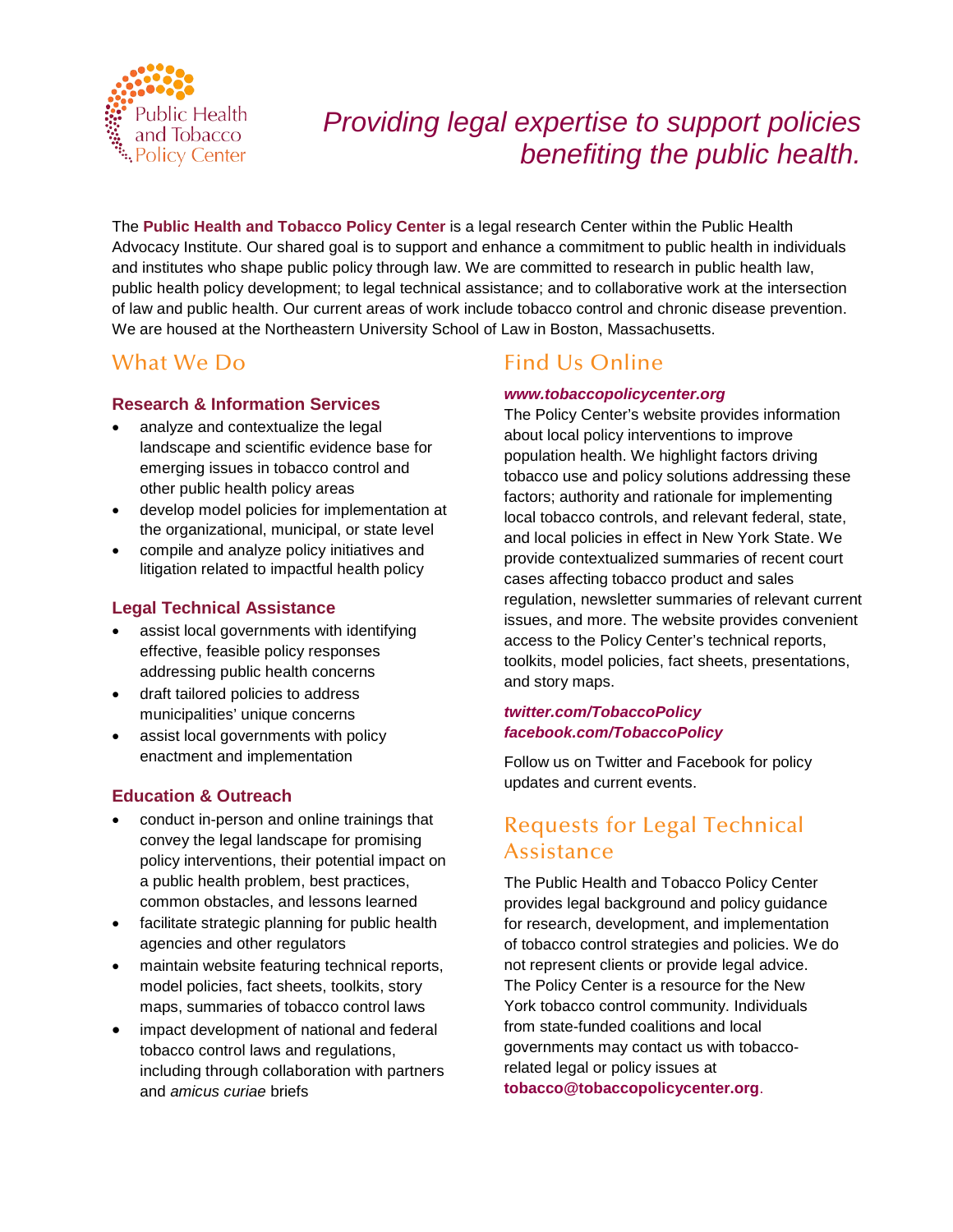Public Health and Tobacco Policy Center

# *Providing legal expertise to support policies benefiting the public health.*

The **Public Health and Tobacco Policy Center** is a legal research Center within the Public Health Advocacy Institute. Our shared goal is to support and enhance a commitment to public health in individuals and institutes who shape public policy through law. We are committed to research in public health law, public health policy development; to legal technical assistance; and to collaborative work at the intersection of law and public health. Our current areas of work include tobacco control and chronic disease prevention. We are housed at the Northeastern University School of Law in Boston, Massachusetts.

## What We Do

### Research & Information Services

- analyze and contextualize the legal landscape and scientific evidence base for emerging issues in tobacco control and other public health policy areas
- develop model policies for implementation at the organizational, municipal, or state level
- compile and analyze policy initiatives and litigation related to impactful health policy

### Legal Technical Assistance

- assist local governments with identifying effective, feasible policy responses addressing public health concerns
- draft tailored policies to address municipalities' unique concerns
- assist local governments with policy enactment and implementation

### Education & Outreach

- conduct in-person and online trainings that convey the legal landscape for promising policy interventions, their potential impact on a public health problem, best practices, common obstacles, and lessons learned
- facilitate strategic planning for public health agencies and other regulators
- maintain website featuring technical reports, model policies, fact sheets, toolkits, story maps, summaries of tobacco control laws
- impact development of national and federal tobacco control laws and regulations, including through collaboration with partners and *amicus curiae* briefs

## Find Us Online

***www.tobaccopolicycenter.org***

The Policy Center's website provides information about local policy interventions to improve population health. We highlight factors driving tobacco use and policy solutions addressing these factors; authority and rationale for implementing local tobacco controls, and relevant federal, state, and local policies in effect in New York State. We provide contextualized summaries of recent court cases affecting tobacco product and sales regulation, newsletter summaries of relevant current issues, and more. The website provides convenient access to the Policy Center's technical reports, toolkits, model policies, fact sheets, presentations, and story maps.

***twitter.com/TobaccoPolicy***
***facebook.com/TobaccoPolicy***

Follow us on Twitter and Facebook for policy updates and current events.

## Requests for Legal Technical Assistance

The Public Health and Tobacco Policy Center provides legal background and policy guidance for research, development, and implementation of tobacco control strategies and policies. We do not represent clients or provide legal advice. The Policy Center is a resource for the New York tobacco control community. Individuals from state-funded coalitions and local governments may contact us with tobacco-related legal or policy issues at **tobacco@tobaccopolicycenter.org**.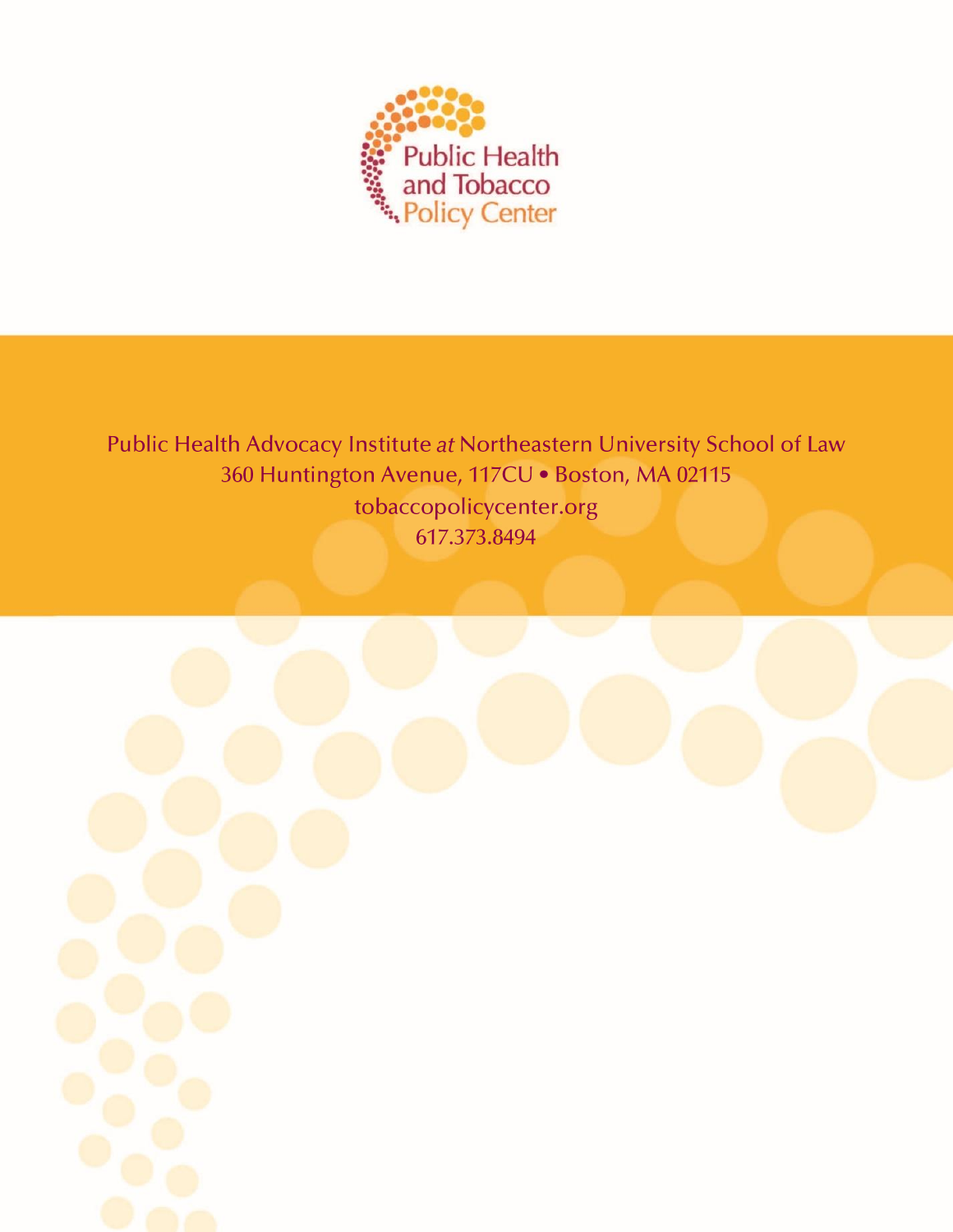Public Health
and Tobacco
Policy Center

Public Health Advocacy Institute *at* Northeastern University School of Law
360 Huntington Avenue, 117CU • Boston, MA 02115
tobaccopolicycenter.org
617.373.8494